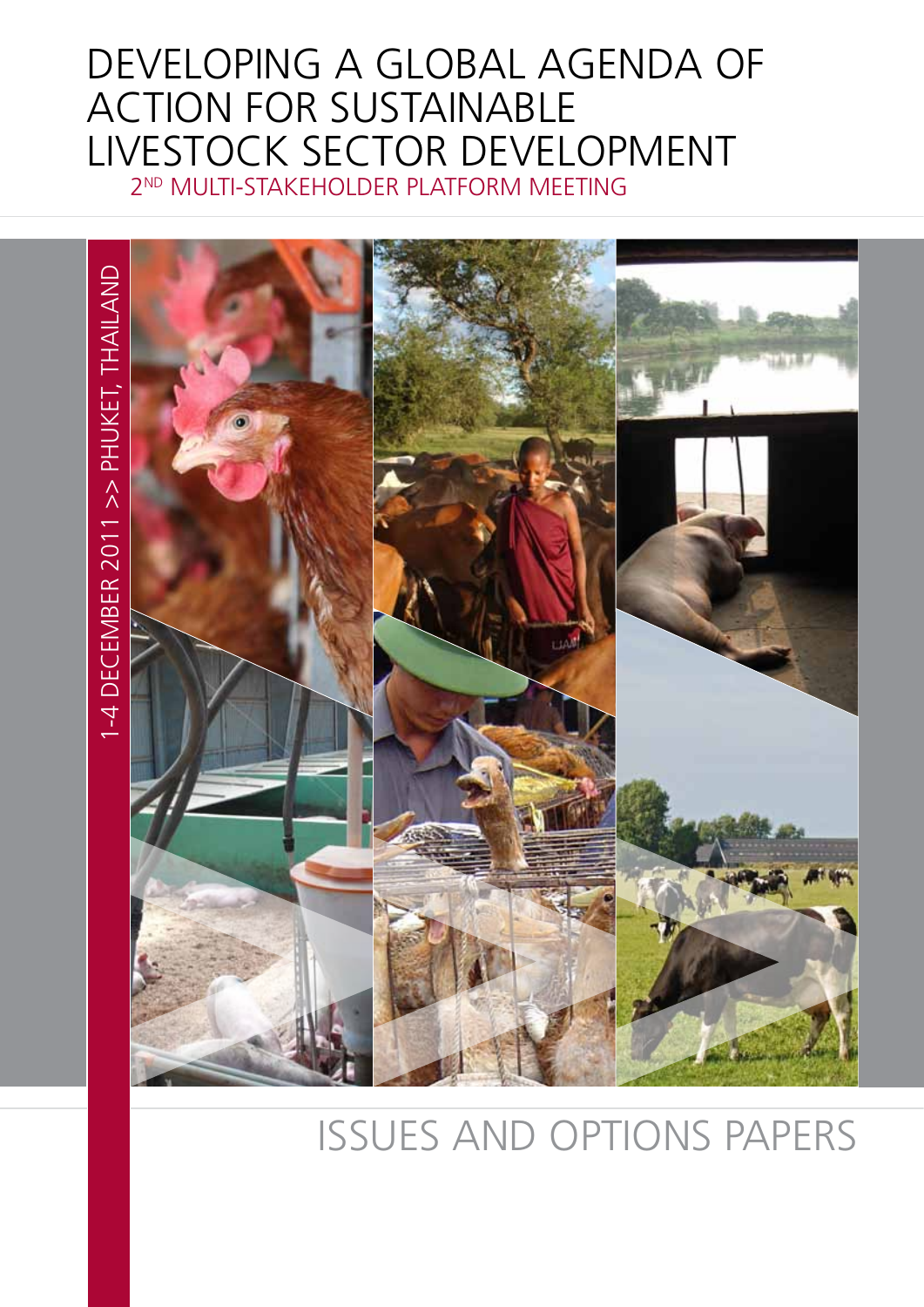# DEVELOPING A GLOBAL AGENDA OF ACTION FOR SUSTAINABLE LIVESTOCK SECTOR DEVELOPMENT

## 2ND MULTI-STAKEHOLDER PLATFORM MEETING

1-4 DECEMBER 2011 >> PHUKET, THAILAND

# ISSUES AND OPTIONS PAPERS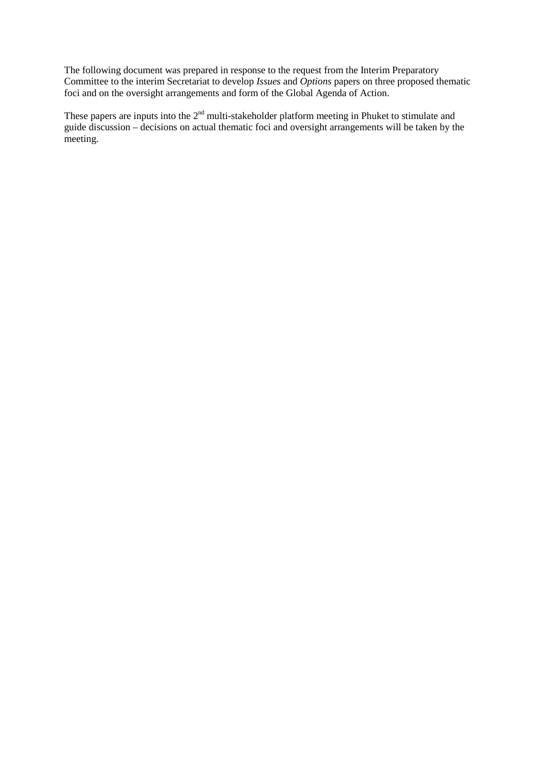The following document was prepared in response to the request from the Interim Preparatory Committee to the interim Secretariat to develop *Issues* and *Options* papers on three proposed thematic foci and on the oversight arrangements and form of the Global Agenda of Action.

These papers are inputs into the 2nd multi-stakeholder platform meeting in Phuket to stimulate and guide discussion – decisions on actual thematic foci and oversight arrangements will be taken by the meeting.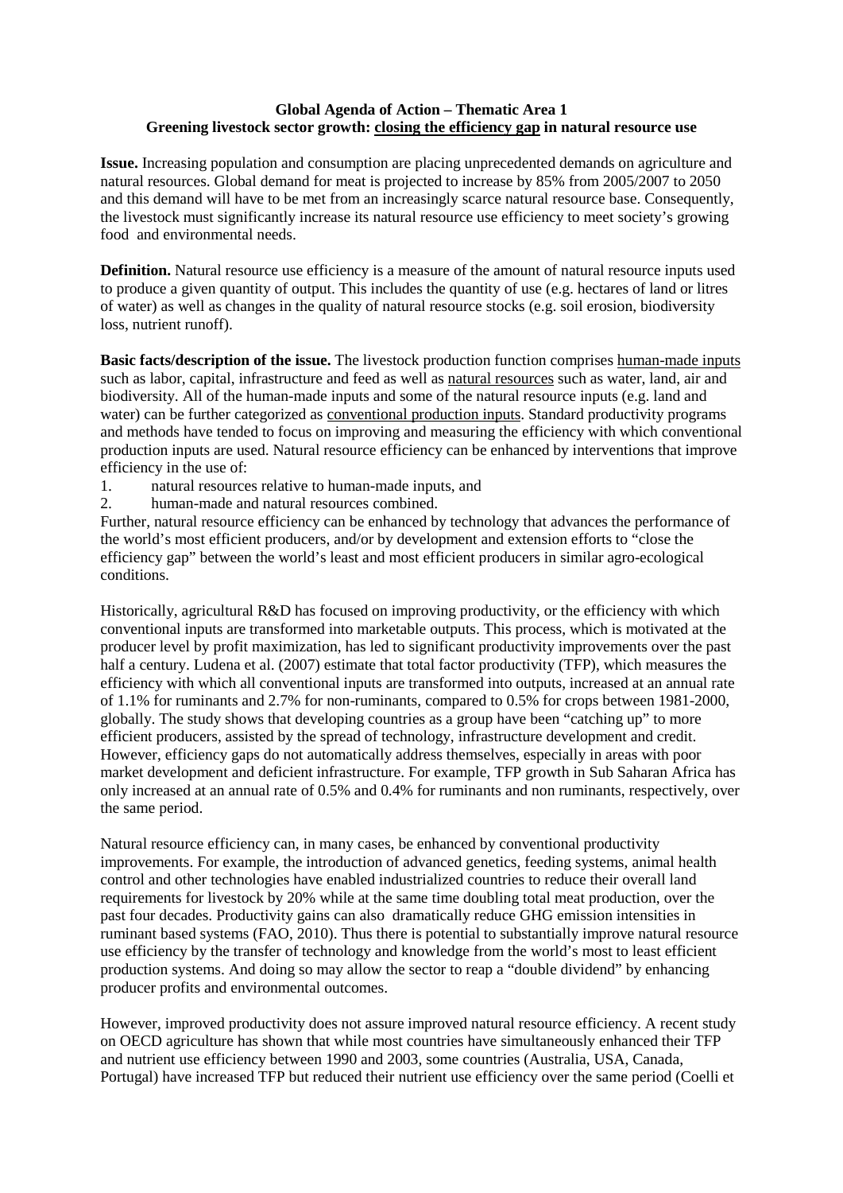**Global Agenda of Action – Thematic Area 1**
**Greening livestock sector growth: closing the efficiency gap in natural resource use**

**Issue.** Increasing population and consumption are placing unprecedented demands on agriculture and natural resources. Global demand for meat is projected to increase by 85% from 2005/2007 to 2050 and this demand will have to be met from an increasingly scarce natural resource base. Consequently, the livestock must significantly increase its natural resource use efficiency to meet society's growing food and environmental needs.

**Definition.** Natural resource use efficiency is a measure of the amount of natural resource inputs used to produce a given quantity of output. This includes the quantity of use (e.g. hectares of land or litres of water) as well as changes in the quality of natural resource stocks (e.g. soil erosion, biodiversity loss, nutrient runoff).

**Basic facts/description of the issue.** The livestock production function comprises human-made inputs such as labor, capital, infrastructure and feed as well as natural resources such as water, land, air and biodiversity. All of the human-made inputs and some of the natural resource inputs (e.g. land and water) can be further categorized as conventional production inputs. Standard productivity programs and methods have tended to focus on improving and measuring the efficiency with which conventional production inputs are used. Natural resource efficiency can be enhanced by interventions that improve efficiency in the use of:

1. natural resources relative to human-made inputs, and
2. human-made and natural resources combined.

Further, natural resource efficiency can be enhanced by technology that advances the performance of the world's most efficient producers, and/or by development and extension efforts to "close the efficiency gap" between the world's least and most efficient producers in similar agro-ecological conditions.

Historically, agricultural R&D has focused on improving productivity, or the efficiency with which conventional inputs are transformed into marketable outputs. This process, which is motivated at the producer level by profit maximization, has led to significant productivity improvements over the past half a century. Ludena et al. (2007) estimate that total factor productivity (TFP), which measures the efficiency with which all conventional inputs are transformed into outputs, increased at an annual rate of 1.1% for ruminants and 2.7% for non-ruminants, compared to 0.5% for crops between 1981-2000, globally. The study shows that developing countries as a group have been "catching up" to more efficient producers, assisted by the spread of technology, infrastructure development and credit. However, efficiency gaps do not automatically address themselves, especially in areas with poor market development and deficient infrastructure. For example, TFP growth in Sub Saharan Africa has only increased at an annual rate of 0.5% and 0.4% for ruminants and non ruminants, respectively, over the same period.

Natural resource efficiency can, in many cases, be enhanced by conventional productivity improvements. For example, the introduction of advanced genetics, feeding systems, animal health control and other technologies have enabled industrialized countries to reduce their overall land requirements for livestock by 20% while at the same time doubling total meat production, over the past four decades. Productivity gains can also dramatically reduce GHG emission intensities in ruminant based systems (FAO, 2010). Thus there is potential to substantially improve natural resource use efficiency by the transfer of technology and knowledge from the world's most to least efficient production systems. And doing so may allow the sector to reap a "double dividend" by enhancing producer profits and environmental outcomes.

However, improved productivity does not assure improved natural resource efficiency. A recent study on OECD agriculture has shown that while most countries have simultaneously enhanced their TFP and nutrient use efficiency between 1990 and 2003, some countries (Australia, USA, Canada, Portugal) have increased TFP but reduced their nutrient use efficiency over the same period (Coelli et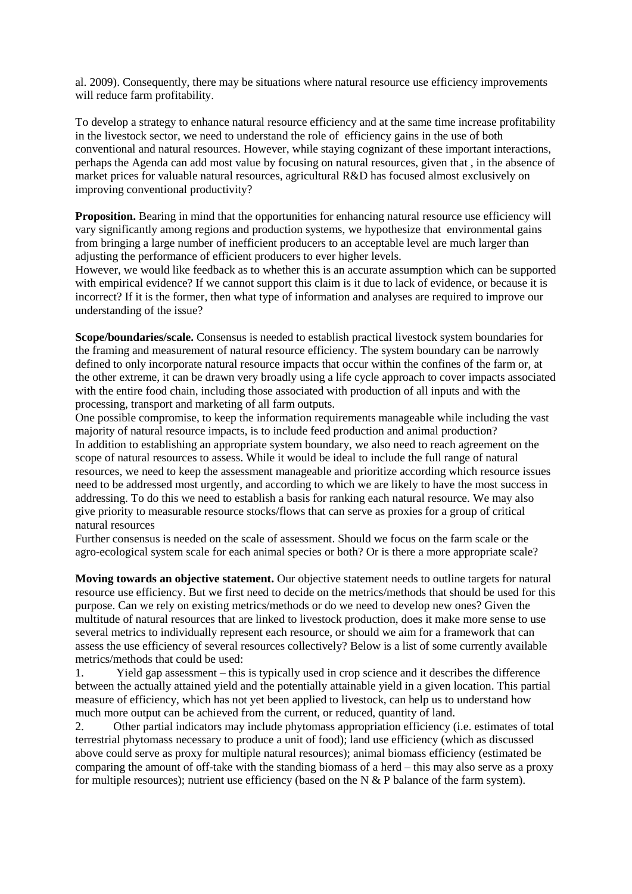al. 2009). Consequently, there may be situations where natural resource use efficiency improvements will reduce farm profitability.

To develop a strategy to enhance natural resource efficiency and at the same time increase profitability in the livestock sector, we need to understand the role of efficiency gains in the use of both conventional and natural resources. However, while staying cognizant of these important interactions, perhaps the Agenda can add most value by focusing on natural resources, given that , in the absence of market prices for valuable natural resources, agricultural R&D has focused almost exclusively on improving conventional productivity?

**Proposition.** Bearing in mind that the opportunities for enhancing natural resource use efficiency will vary significantly among regions and production systems, we hypothesize that environmental gains from bringing a large number of inefficient producers to an acceptable level are much larger than adjusting the performance of efficient producers to ever higher levels.
However, we would like feedback as to whether this is an accurate assumption which can be supported with empirical evidence? If we cannot support this claim is it due to lack of evidence, or because it is incorrect? If it is the former, then what type of information and analyses are required to improve our understanding of the issue?

**Scope/boundaries/scale.** Consensus is needed to establish practical livestock system boundaries for the framing and measurement of natural resource efficiency. The system boundary can be narrowly defined to only incorporate natural resource impacts that occur within the confines of the farm or, at the other extreme, it can be drawn very broadly using a life cycle approach to cover impacts associated with the entire food chain, including those associated with production of all inputs and with the processing, transport and marketing of all farm outputs.
One possible compromise, to keep the information requirements manageable while including the vast majority of natural resource impacts, is to include feed production and animal production?
In addition to establishing an appropriate system boundary, we also need to reach agreement on the scope of natural resources to assess. While it would be ideal to include the full range of natural resources, we need to keep the assessment manageable and prioritize according which resource issues need to be addressed most urgently, and according to which we are likely to have the most success in addressing. To do this we need to establish a basis for ranking each natural resource. We may also give priority to measurable resource stocks/flows that can serve as proxies for a group of critical natural resources
Further consensus is needed on the scale of assessment. Should we focus on the farm scale or the agro-ecological system scale for each animal species or both? Or is there a more appropriate scale?

**Moving towards an objective statement.** Our objective statement needs to outline targets for natural resource use efficiency. But we first need to decide on the metrics/methods that should be used for this purpose. Can we rely on existing metrics/methods or do we need to develop new ones? Given the multitude of natural resources that are linked to livestock production, does it make more sense to use several metrics to individually represent each resource, or should we aim for a framework that can assess the use efficiency of several resources collectively? Below is a list of some currently available metrics/methods that could be used:

1. Yield gap assessment – this is typically used in crop science and it describes the difference between the actually attained yield and the potentially attainable yield in a given location. This partial measure of efficiency, which has not yet been applied to livestock, can help us to understand how much more output can be achieved from the current, or reduced, quantity of land.
2. Other partial indicators may include phytomass appropriation efficiency (i.e. estimates of total terrestrial phytomass necessary to produce a unit of food); land use efficiency (which as discussed above could serve as proxy for multiple natural resources); animal biomass efficiency (estimated be comparing the amount of off-take with the standing biomass of a herd – this may also serve as a proxy for multiple resources); nutrient use efficiency (based on the N & P balance of the farm system).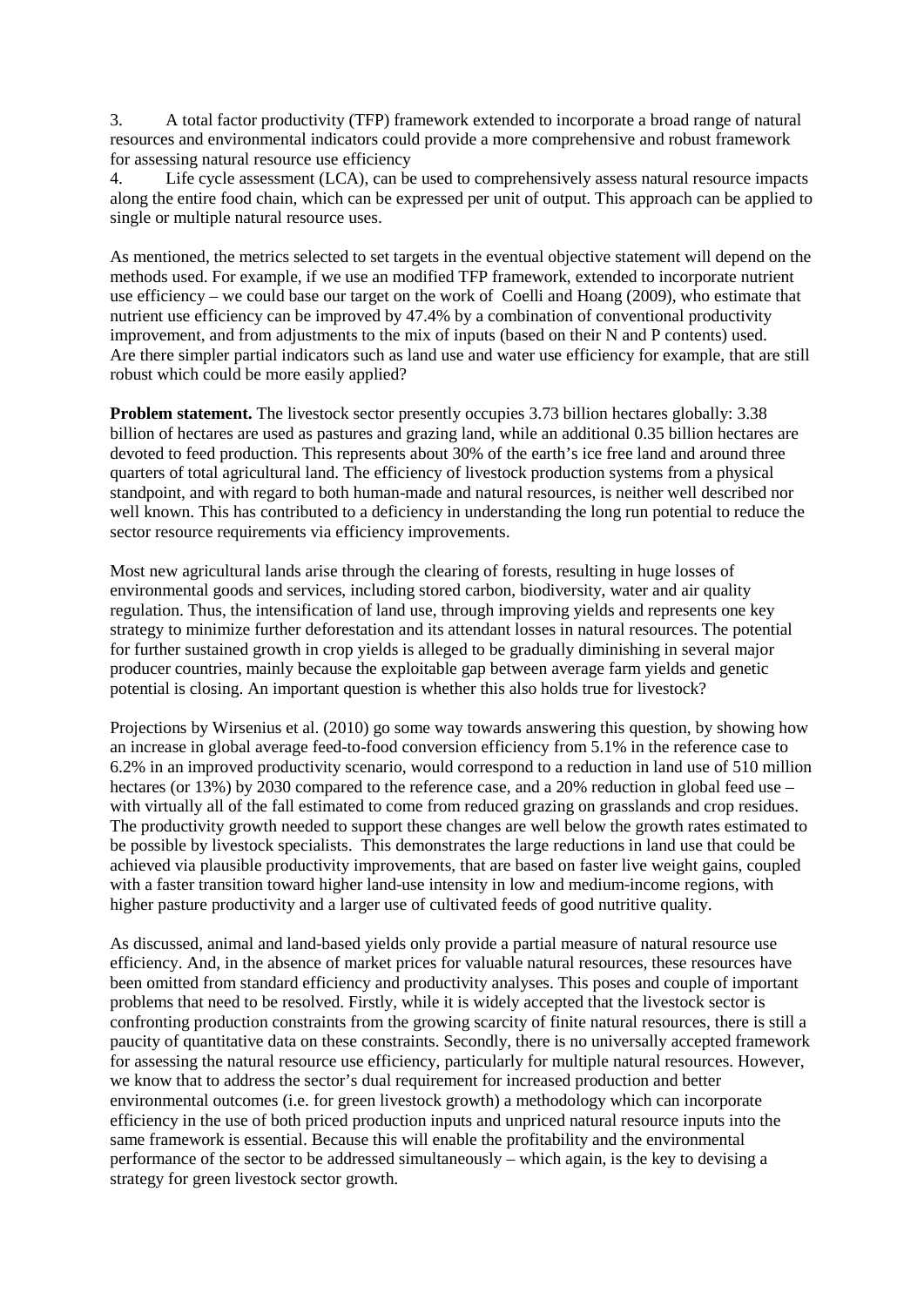3. A total factor productivity (TFP) framework extended to incorporate a broad range of natural resources and environmental indicators could provide a more comprehensive and robust framework for assessing natural resource use efficiency
4. Life cycle assessment (LCA), can be used to comprehensively assess natural resource impacts along the entire food chain, which can be expressed per unit of output. This approach can be applied to single or multiple natural resource uses.

As mentioned, the metrics selected to set targets in the eventual objective statement will depend on the methods used. For example, if we use an modified TFP framework, extended to incorporate nutrient use efficiency – we could base our target on the work of Coelli and Hoang (2009), who estimate that nutrient use efficiency can be improved by 47.4% by a combination of conventional productivity improvement, and from adjustments to the mix of inputs (based on their N and P contents) used. Are there simpler partial indicators such as land use and water use efficiency for example, that are still robust which could be more easily applied?

**Problem statement.** The livestock sector presently occupies 3.73 billion hectares globally: 3.38 billion of hectares are used as pastures and grazing land, while an additional 0.35 billion hectares are devoted to feed production. This represents about 30% of the earth's ice free land and around three quarters of total agricultural land. The efficiency of livestock production systems from a physical standpoint, and with regard to both human-made and natural resources, is neither well described nor well known. This has contributed to a deficiency in understanding the long run potential to reduce the sector resource requirements via efficiency improvements.

Most new agricultural lands arise through the clearing of forests, resulting in huge losses of environmental goods and services, including stored carbon, biodiversity, water and air quality regulation. Thus, the intensification of land use, through improving yields and represents one key strategy to minimize further deforestation and its attendant losses in natural resources. The potential for further sustained growth in crop yields is alleged to be gradually diminishing in several major producer countries, mainly because the exploitable gap between average farm yields and genetic potential is closing. An important question is whether this also holds true for livestock?

Projections by Wirsenius et al. (2010) go some way towards answering this question, by showing how an increase in global average feed-to-food conversion efficiency from 5.1% in the reference case to 6.2% in an improved productivity scenario, would correspond to a reduction in land use of 510 million hectares (or 13%) by 2030 compared to the reference case, and a 20% reduction in global feed use – with virtually all of the fall estimated to come from reduced grazing on grasslands and crop residues. The productivity growth needed to support these changes are well below the growth rates estimated to be possible by livestock specialists. This demonstrates the large reductions in land use that could be achieved via plausible productivity improvements, that are based on faster live weight gains, coupled with a faster transition toward higher land-use intensity in low and medium-income regions, with higher pasture productivity and a larger use of cultivated feeds of good nutritive quality.

As discussed, animal and land-based yields only provide a partial measure of natural resource use efficiency. And, in the absence of market prices for valuable natural resources, these resources have been omitted from standard efficiency and productivity analyses. This poses and couple of important problems that need to be resolved. Firstly, while it is widely accepted that the livestock sector is confronting production constraints from the growing scarcity of finite natural resources, there is still a paucity of quantitative data on these constraints. Secondly, there is no universally accepted framework for assessing the natural resource use efficiency, particularly for multiple natural resources. However, we know that to address the sector's dual requirement for increased production and better environmental outcomes (i.e. for green livestock growth) a methodology which can incorporate efficiency in the use of both priced production inputs and unpriced natural resource inputs into the same framework is essential. Because this will enable the profitability and the environmental performance of the sector to be addressed simultaneously – which again, is the key to devising a strategy for green livestock sector growth.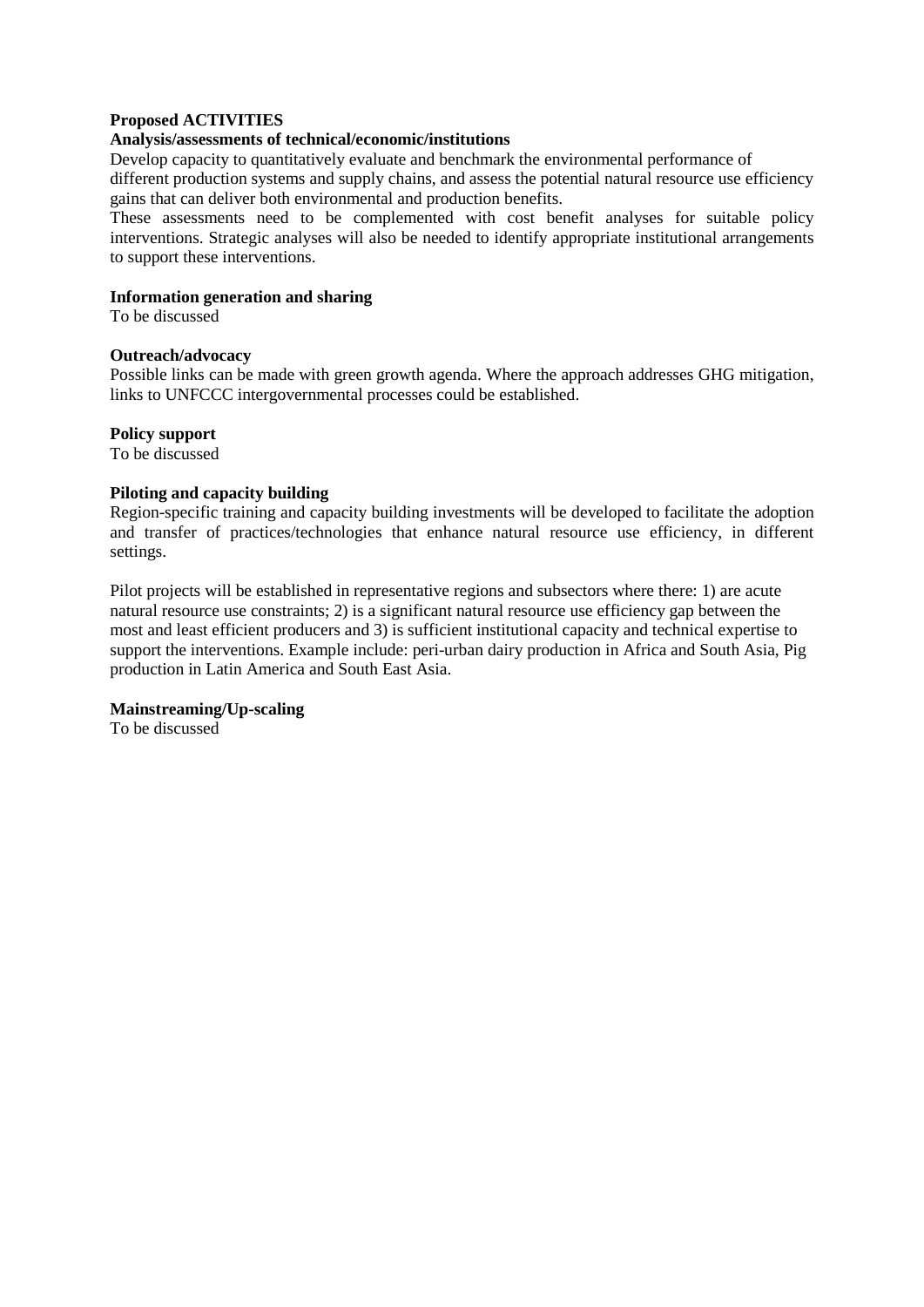**Proposed ACTIVITIES**

**Analysis/assessments of technical/economic/institutions**

Develop capacity to quantitatively evaluate and benchmark the environmental performance of different production systems and supply chains, and assess the potential natural resource use efficiency gains that can deliver both environmental and production benefits.

These assessments need to be complemented with cost benefit analyses for suitable policy interventions. Strategic analyses will also be needed to identify appropriate institutional arrangements to support these interventions.

**Information generation and sharing**

To be discussed

**Outreach/advocacy**

Possible links can be made with green growth agenda. Where the approach addresses GHG mitigation, links to UNFCCC intergovernmental processes could be established.

**Policy support**

To be discussed

**Piloting and capacity building**

Region-specific training and capacity building investments will be developed to facilitate the adoption and transfer of practices/technologies that enhance natural resource use efficiency, in different settings.

Pilot projects will be established in representative regions and subsectors where there: 1) are acute natural resource use constraints; 2) is a significant natural resource use efficiency gap between the most and least efficient producers and 3) is sufficient institutional capacity and technical expertise to support the interventions. Example include: peri-urban dairy production in Africa and South Asia, Pig production in Latin America and South East Asia.

**Mainstreaming/Up-scaling**

To be discussed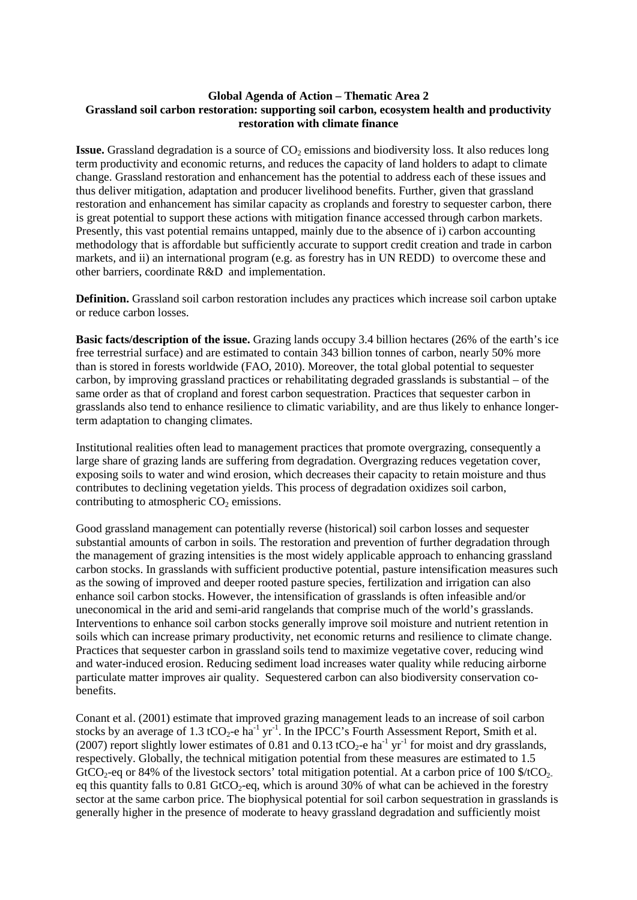**Global Agenda of Action – Thematic Area 2**
**Grassland soil carbon restoration: supporting soil carbon, ecosystem health and productivity restoration with climate finance**

**Issue.** Grassland degradation is a source of $CO_2$ emissions and biodiversity loss. It also reduces long term productivity and economic returns, and reduces the capacity of land holders to adapt to climate change. Grassland restoration and enhancement has the potential to address each of these issues and thus deliver mitigation, adaptation and producer livelihood benefits. Further, given that grassland restoration and enhancement has similar capacity as croplands and forestry to sequester carbon, there is great potential to support these actions with mitigation finance accessed through carbon markets. Presently, this vast potential remains untapped, mainly due to the absence of i) carbon accounting methodology that is affordable but sufficiently accurate to support credit creation and trade in carbon markets, and ii) an international program (e.g. as forestry has in UN REDD) to overcome these and other barriers, coordinate R&D and implementation.

**Definition.** Grassland soil carbon restoration includes any practices which increase soil carbon uptake or reduce carbon losses.

**Basic facts/description of the issue.** Grazing lands occupy 3.4 billion hectares (26% of the earth's ice free terrestrial surface) and are estimated to contain 343 billion tonnes of carbon, nearly 50% more than is stored in forests worldwide (FAO, 2010). Moreover, the total global potential to sequester carbon, by improving grassland practices or rehabilitating degraded grasslands is substantial – of the same order as that of cropland and forest carbon sequestration. Practices that sequester carbon in grasslands also tend to enhance resilience to climatic variability, and are thus likely to enhance longer-term adaptation to changing climates.

Institutional realities often lead to management practices that promote overgrazing, consequently a large share of grazing lands are suffering from degradation. Overgrazing reduces vegetation cover, exposing soils to water and wind erosion, which decreases their capacity to retain moisture and thus contributes to declining vegetation yields. This process of degradation oxidizes soil carbon, contributing to atmospheric $CO_2$ emissions.

Good grassland management can potentially reverse (historical) soil carbon losses and sequester substantial amounts of carbon in soils. The restoration and prevention of further degradation through the management of grazing intensities is the most widely applicable approach to enhancing grassland carbon stocks. In grasslands with sufficient productive potential, pasture intensification measures such as the sowing of improved and deeper rooted pasture species, fertilization and irrigation can also enhance soil carbon stocks. However, the intensification of grasslands is often infeasible and/or uneconomical in the arid and semi-arid rangelands that comprise much of the world's grasslands. Interventions to enhance soil carbon stocks generally improve soil moisture and nutrient retention in soils which can increase primary productivity, net economic returns and resilience to climate change. Practices that sequester carbon in grassland soils tend to maximize vegetative cover, reducing wind and water-induced erosion. Reducing sediment load increases water quality while reducing airborne particulate matter improves air quality. Sequestered carbon can also biodiversity conservation co-benefits.

Conant et al. (2001) estimate that improved grazing management leads to an increase of soil carbon stocks by an average of 1.3 $tCO_2$-e $ha^{-1}$ $yr^{-1}$. In the IPCC's Fourth Assessment Report, Smith et al. (2007) report slightly lower estimates of 0.81 and 0.13 $tCO_2$-e $ha^{-1}$ $yr^{-1}$ for moist and dry grasslands, respectively. Globally, the technical mitigation potential from these measures are estimated to 1.5 $GtCO_2$-eq or 84% of the livestock sectors' total mitigation potential. At a carbon price of 100 \$/$tCO_2$-eq this quantity falls to 0.81 $GtCO_2$-eq, which is around 30% of what can be achieved in the forestry sector at the same carbon price. The biophysical potential for soil carbon sequestration in grasslands is generally higher in the presence of moderate to heavy grassland degradation and sufficiently moist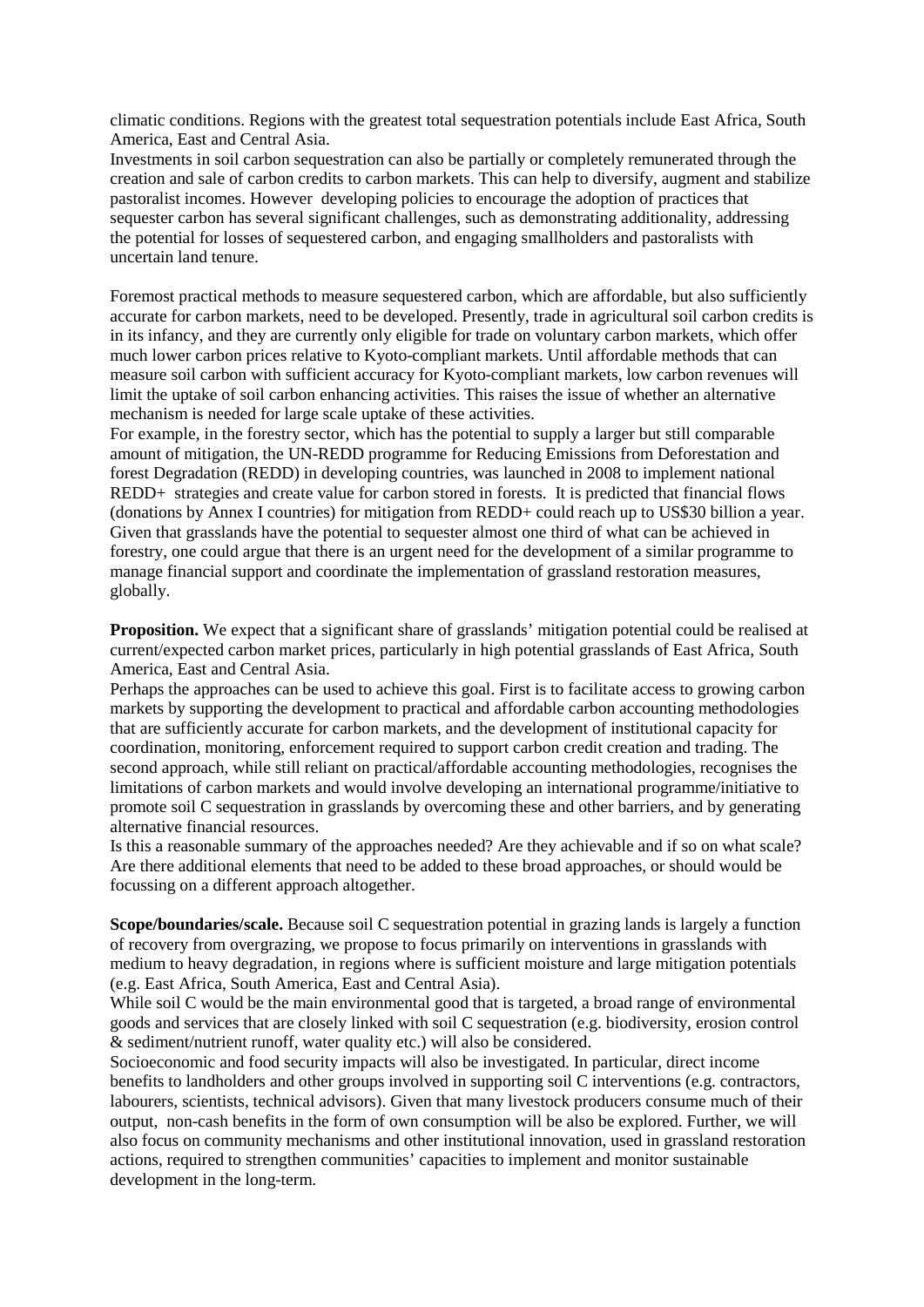climatic conditions. Regions with the greatest total sequestration potentials include East Africa, South America, East and Central Asia.
Investments in soil carbon sequestration can also be partially or completely remunerated through the creation and sale of carbon credits to carbon markets. This can help to diversify, augment and stabilize pastoralist incomes. However developing policies to encourage the adoption of practices that sequester carbon has several significant challenges, such as demonstrating additionality, addressing the potential for losses of sequestered carbon, and engaging smallholders and pastoralists with uncertain land tenure.

Foremost practical methods to measure sequestered carbon, which are affordable, but also sufficiently accurate for carbon markets, need to be developed. Presently, trade in agricultural soil carbon credits is in its infancy, and they are currently only eligible for trade on voluntary carbon markets, which offer much lower carbon prices relative to Kyoto-compliant markets. Until affordable methods that can measure soil carbon with sufficient accuracy for Kyoto-compliant markets, low carbon revenues will limit the uptake of soil carbon enhancing activities. This raises the issue of whether an alternative mechanism is needed for large scale uptake of these activities.
For example, in the forestry sector, which has the potential to supply a larger but still comparable amount of mitigation, the UN-REDD programme for Reducing Emissions from Deforestation and forest Degradation (REDD) in developing countries, was launched in 2008 to implement national REDD+ strategies and create value for carbon stored in forests. It is predicted that financial flows (donations by Annex I countries) for mitigation from REDD+ could reach up to US$30 billion a year. Given that grasslands have the potential to sequester almost one third of what can be achieved in forestry, one could argue that there is an urgent need for the development of a similar programme to manage financial support and coordinate the implementation of grassland restoration measures, globally.

**Proposition.** We expect that a significant share of grasslands' mitigation potential could be realised at current/expected carbon market prices, particularly in high potential grasslands of East Africa, South America, East and Central Asia.
Perhaps the approaches can be used to achieve this goal. First is to facilitate access to growing carbon markets by supporting the development to practical and affordable carbon accounting methodologies that are sufficiently accurate for carbon markets, and the development of institutional capacity for coordination, monitoring, enforcement required to support carbon credit creation and trading. The second approach, while still reliant on practical/affordable accounting methodologies, recognises the limitations of carbon markets and would involve developing an international programme/initiative to promote soil C sequestration in grasslands by overcoming these and other barriers, and by generating alternative financial resources.
Is this a reasonable summary of the approaches needed? Are they achievable and if so on what scale? Are there additional elements that need to be added to these broad approaches, or should would be focussing on a different approach altogether.

**Scope/boundaries/scale.** Because soil C sequestration potential in grazing lands is largely a function of recovery from overgrazing, we propose to focus primarily on interventions in grasslands with medium to heavy degradation, in regions where is sufficient moisture and large mitigation potentials (e.g. East Africa, South America, East and Central Asia).
While soil C would be the main environmental good that is targeted, a broad range of environmental goods and services that are closely linked with soil C sequestration (e.g. biodiversity, erosion control & sediment/nutrient runoff, water quality etc.) will also be considered.
Socioeconomic and food security impacts will also be investigated. In particular, direct income benefits to landholders and other groups involved in supporting soil C interventions (e.g. contractors, labourers, scientists, technical advisors). Given that many livestock producers consume much of their output, non-cash benefits in the form of own consumption will be also be explored. Further, we will also focus on community mechanisms and other institutional innovation, used in grassland restoration actions, required to strengthen communities' capacities to implement and monitor sustainable development in the long-term.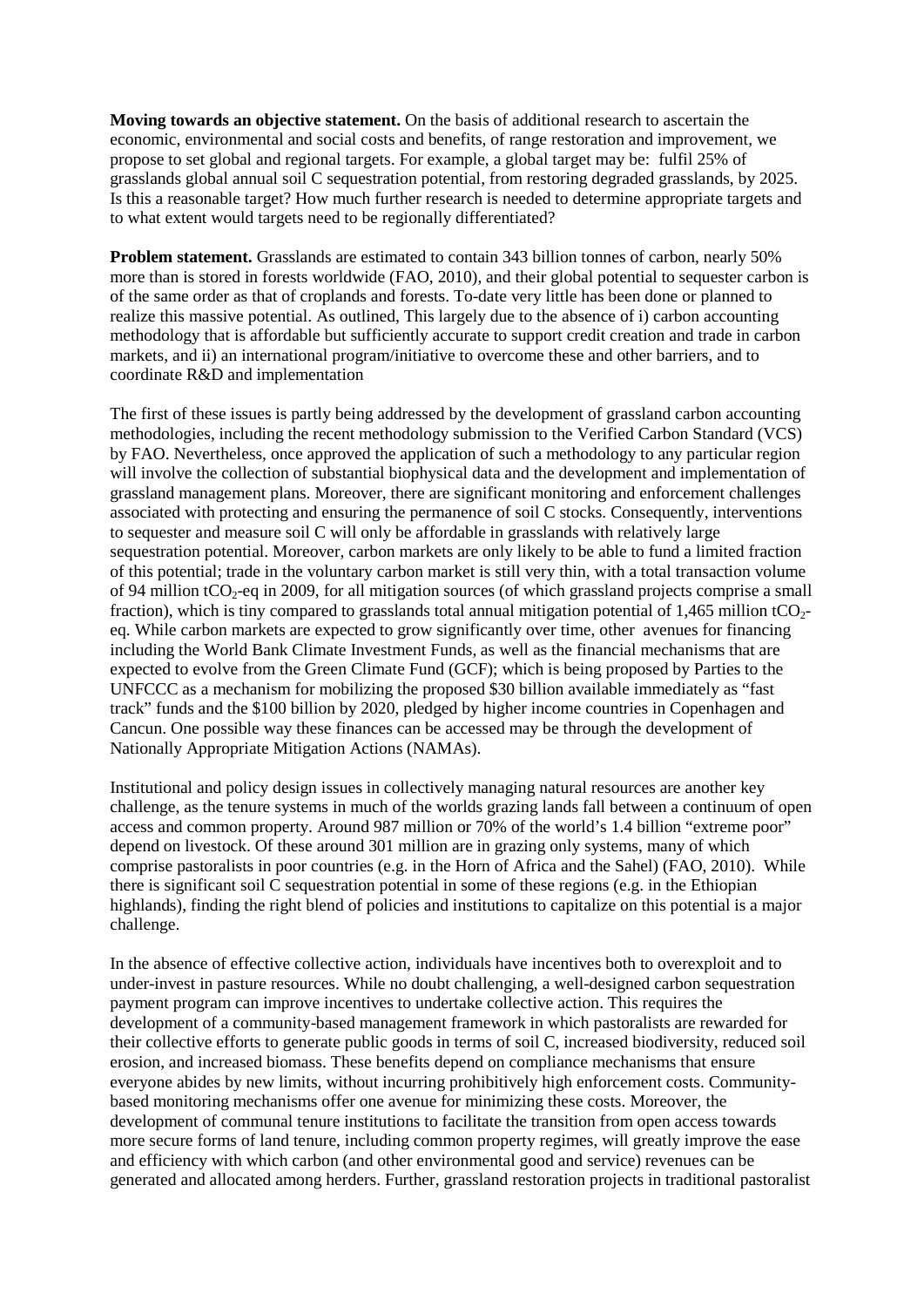**Moving towards an objective statement.** On the basis of additional research to ascertain the economic, environmental and social costs and benefits, of range restoration and improvement, we propose to set global and regional targets. For example, a global target may be: fulfil 25% of grasslands global annual soil C sequestration potential, from restoring degraded grasslands, by 2025. Is this a reasonable target? How much further research is needed to determine appropriate targets and to what extent would targets need to be regionally differentiated?

**Problem statement.** Grasslands are estimated to contain 343 billion tonnes of carbon, nearly 50% more than is stored in forests worldwide (FAO, 2010), and their global potential to sequester carbon is of the same order as that of croplands and forests. To-date very little has been done or planned to realize this massive potential. As outlined, This largely due to the absence of i) carbon accounting methodology that is affordable but sufficiently accurate to support credit creation and trade in carbon markets, and ii) an international program/initiative to overcome these and other barriers, and to coordinate R&D and implementation

The first of these issues is partly being addressed by the development of grassland carbon accounting methodologies, including the recent methodology submission to the Verified Carbon Standard (VCS) by FAO. Nevertheless, once approved the application of such a methodology to any particular region will involve the collection of substantial biophysical data and the development and implementation of grassland management plans. Moreover, there are significant monitoring and enforcement challenges associated with protecting and ensuring the permanence of soil C stocks. Consequently, interventions to sequester and measure soil C will only be affordable in grasslands with relatively large sequestration potential. Moreover, carbon markets are only likely to be able to fund a limited fraction of this potential; trade in the voluntary carbon market is still very thin, with a total transaction volume of 94 million $tCO_2$-eq in 2009, for all mitigation sources (of which grassland projects comprise a small fraction), which is tiny compared to grasslands total annual mitigation potential of 1,465 million $tCO_2$-eq. While carbon markets are expected to grow significantly over time, other avenues for financing including the World Bank Climate Investment Funds, as well as the financial mechanisms that are expected to evolve from the Green Climate Fund (GCF); which is being proposed by Parties to the UNFCCC as a mechanism for mobilizing the proposed $30 billion available immediately as "fast track" funds and the $100 billion by 2020, pledged by higher income countries in Copenhagen and Cancun. One possible way these finances can be accessed may be through the development of Nationally Appropriate Mitigation Actions (NAMAs).

Institutional and policy design issues in collectively managing natural resources are another key challenge, as the tenure systems in much of the worlds grazing lands fall between a continuum of open access and common property. Around 987 million or 70% of the world's 1.4 billion "extreme poor" depend on livestock. Of these around 301 million are in grazing only systems, many of which comprise pastoralists in poor countries (e.g. in the Horn of Africa and the Sahel) (FAO, 2010). While there is significant soil C sequestration potential in some of these regions (e.g. in the Ethiopian highlands), finding the right blend of policies and institutions to capitalize on this potential is a major challenge.

In the absence of effective collective action, individuals have incentives both to overexploit and to under-invest in pasture resources. While no doubt challenging, a well-designed carbon sequestration payment program can improve incentives to undertake collective action. This requires the development of a community-based management framework in which pastoralists are rewarded for their collective efforts to generate public goods in terms of soil C, increased biodiversity, reduced soil erosion, and increased biomass. These benefits depend on compliance mechanisms that ensure everyone abides by new limits, without incurring prohibitively high enforcement costs. Community-based monitoring mechanisms offer one avenue for minimizing these costs. Moreover, the development of communal tenure institutions to facilitate the transition from open access towards more secure forms of land tenure, including common property regimes, will greatly improve the ease and efficiency with which carbon (and other environmental good and service) revenues can be generated and allocated among herders. Further, grassland restoration projects in traditional pastoralist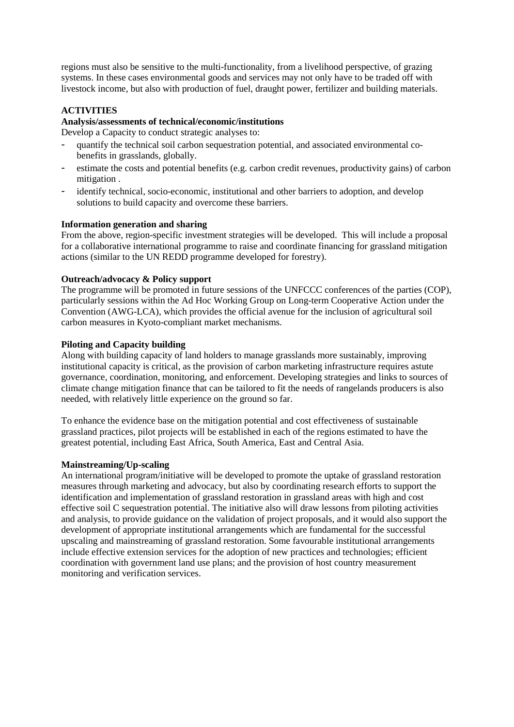regions must also be sensitive to the multi-functionality, from a livelihood perspective, of grazing systems. In these cases environmental goods and services may not only have to be traded off with livestock income, but also with production of fuel, draught power, fertilizer and building materials.

## ACTIVITIES

### Analysis/assessments of technical/economic/institutions

Develop a Capacity to conduct strategic analyses to:

- quantify the technical soil carbon sequestration potential, and associated environmental co-benefits in grasslands, globally.
- estimate the costs and potential benefits (e.g. carbon credit revenues, productivity gains) of carbon mitigation .
- identify technical, socio-economic, institutional and other barriers to adoption, and develop solutions to build capacity and overcome these barriers.

### Information generation and sharing

From the above, region-specific investment strategies will be developed. This will include a proposal for a collaborative international programme to raise and coordinate financing for grassland mitigation actions (similar to the UN REDD programme developed for forestry).

### Outreach/advocacy & Policy support

The programme will be promoted in future sessions of the UNFCCC conferences of the parties (COP), particularly sessions within the Ad Hoc Working Group on Long-term Cooperative Action under the Convention (AWG-LCA), which provides the official avenue for the inclusion of agricultural soil carbon measures in Kyoto-compliant market mechanisms.

### Piloting and Capacity building

Along with building capacity of land holders to manage grasslands more sustainably, improving institutional capacity is critical, as the provision of carbon marketing infrastructure requires astute governance, coordination, monitoring, and enforcement. Developing strategies and links to sources of climate change mitigation finance that can be tailored to fit the needs of rangelands producers is also needed, with relatively little experience on the ground so far.

To enhance the evidence base on the mitigation potential and cost effectiveness of sustainable grassland practices, pilot projects will be established in each of the regions estimated to have the greatest potential, including East Africa, South America, East and Central Asia.

### Mainstreaming/Up-scaling

An international program/initiative will be developed to promote the uptake of grassland restoration measures through marketing and advocacy, but also by coordinating research efforts to support the identification and implementation of grassland restoration in grassland areas with high and cost effective soil C sequestration potential. The initiative also will draw lessons from piloting activities and analysis, to provide guidance on the validation of project proposals, and it would also support the development of appropriate institutional arrangements which are fundamental for the successful upscaling and mainstreaming of grassland restoration. Some favourable institutional arrangements include effective extension services for the adoption of new practices and technologies; efficient coordination with government land use plans; and the provision of host country measurement monitoring and verification services.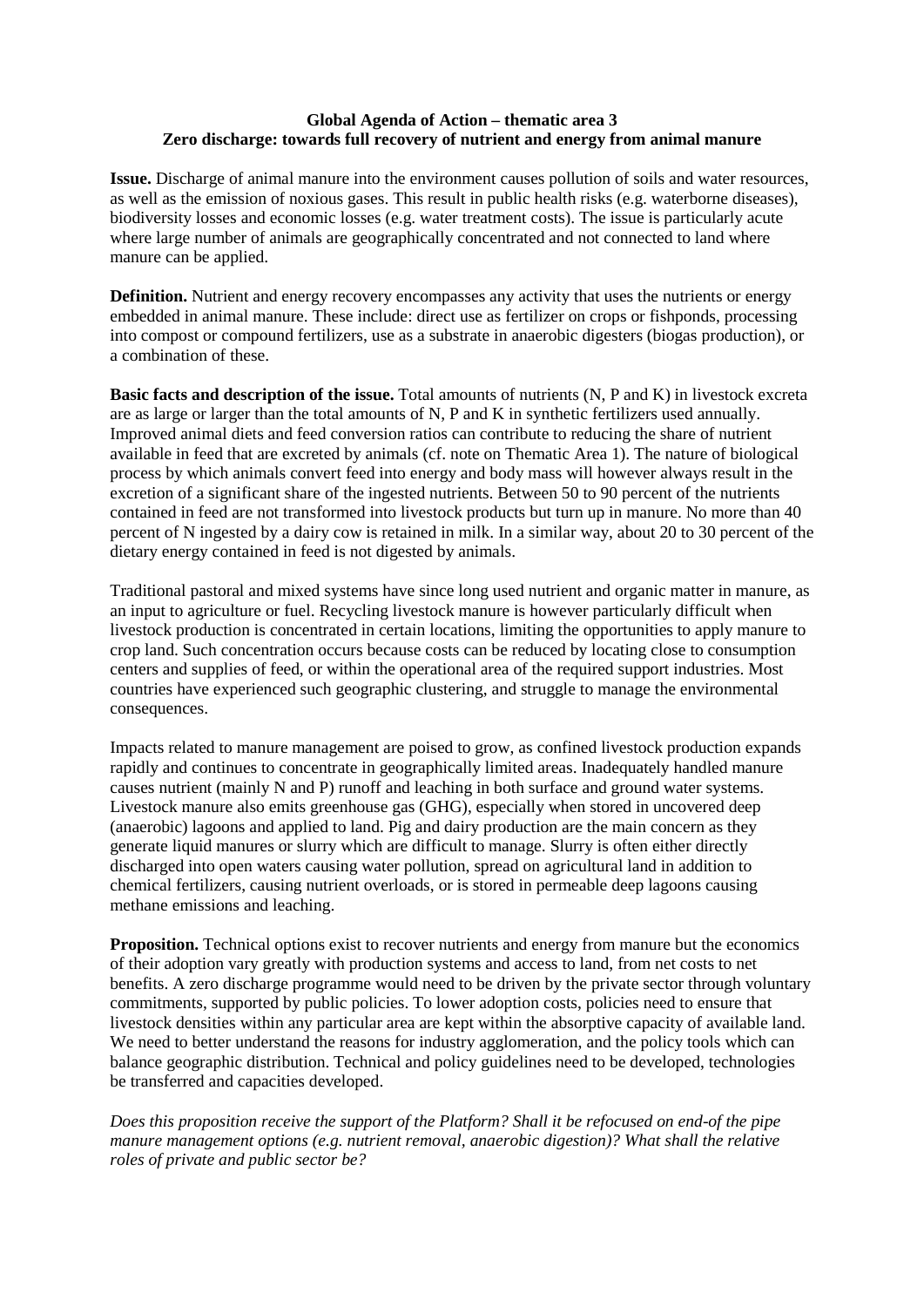**Global Agenda of Action – thematic area 3**
**Zero discharge: towards full recovery of nutrient and energy from animal manure**

**Issue.** Discharge of animal manure into the environment causes pollution of soils and water resources, as well as the emission of noxious gases. This result in public health risks (e.g. waterborne diseases), biodiversity losses and economic losses (e.g. water treatment costs). The issue is particularly acute where large number of animals are geographically concentrated and not connected to land where manure can be applied.

**Definition.** Nutrient and energy recovery encompasses any activity that uses the nutrients or energy embedded in animal manure. These include: direct use as fertilizer on crops or fishponds, processing into compost or compound fertilizers, use as a substrate in anaerobic digesters (biogas production), or a combination of these.

**Basic facts and description of the issue.** Total amounts of nutrients (N, P and K) in livestock excreta are as large or larger than the total amounts of N, P and K in synthetic fertilizers used annually. Improved animal diets and feed conversion ratios can contribute to reducing the share of nutrient available in feed that are excreted by animals (cf. note on Thematic Area 1). The nature of biological process by which animals convert feed into energy and body mass will however always result in the excretion of a significant share of the ingested nutrients. Between 50 to 90 percent of the nutrients contained in feed are not transformed into livestock products but turn up in manure. No more than 40 percent of N ingested by a dairy cow is retained in milk. In a similar way, about 20 to 30 percent of the dietary energy contained in feed is not digested by animals.

Traditional pastoral and mixed systems have since long used nutrient and organic matter in manure, as an input to agriculture or fuel. Recycling livestock manure is however particularly difficult when livestock production is concentrated in certain locations, limiting the opportunities to apply manure to crop land. Such concentration occurs because costs can be reduced by locating close to consumption centers and supplies of feed, or within the operational area of the required support industries. Most countries have experienced such geographic clustering, and struggle to manage the environmental consequences.

Impacts related to manure management are poised to grow, as confined livestock production expands rapidly and continues to concentrate in geographically limited areas. Inadequately handled manure causes nutrient (mainly N and P) runoff and leaching in both surface and ground water systems. Livestock manure also emits greenhouse gas (GHG), especially when stored in uncovered deep (anaerobic) lagoons and applied to land. Pig and dairy production are the main concern as they generate liquid manures or slurry which are difficult to manage. Slurry is often either directly discharged into open waters causing water pollution, spread on agricultural land in addition to chemical fertilizers, causing nutrient overloads, or is stored in permeable deep lagoons causing methane emissions and leaching.

**Proposition.** Technical options exist to recover nutrients and energy from manure but the economics of their adoption vary greatly with production systems and access to land, from net costs to net benefits. A zero discharge programme would need to be driven by the private sector through voluntary commitments, supported by public policies. To lower adoption costs, policies need to ensure that livestock densities within any particular area are kept within the absorptive capacity of available land. We need to better understand the reasons for industry agglomeration, and the policy tools which can balance geographic distribution. Technical and policy guidelines need to be developed, technologies be transferred and capacities developed.

*Does this proposition receive the support of the Platform? Shall it be refocused on end-of the pipe manure management options (e.g. nutrient removal, anaerobic digestion)? What shall the relative roles of private and public sector be?*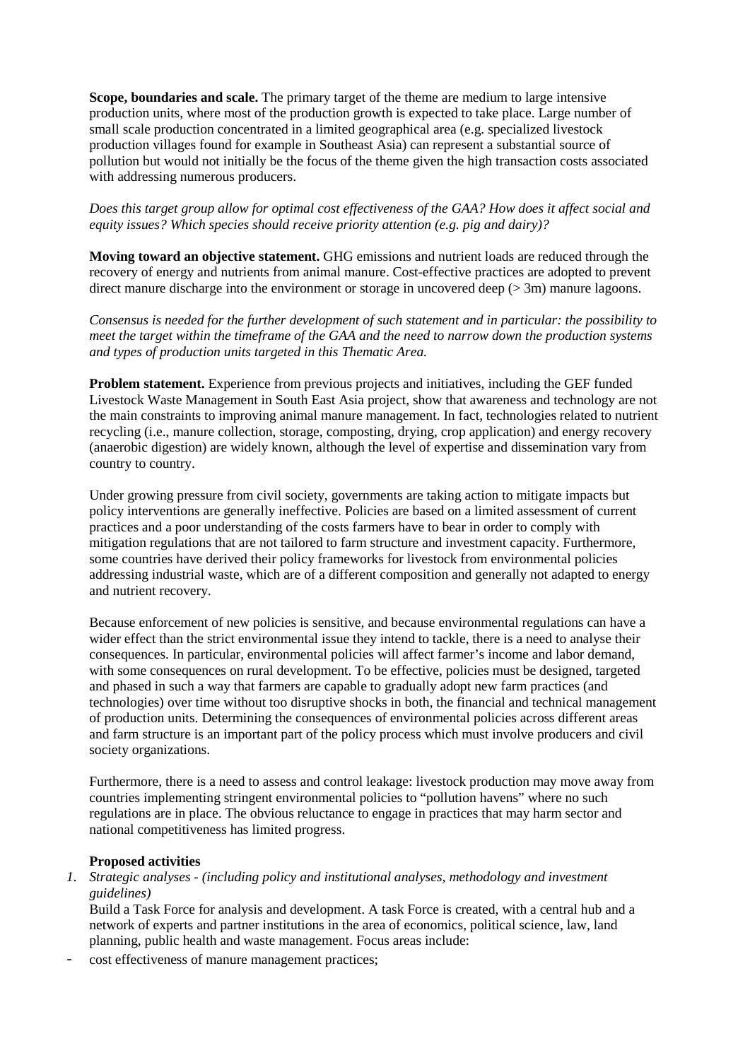**Scope, boundaries and scale.** The primary target of the theme are medium to large intensive production units, where most of the production growth is expected to take place. Large number of small scale production concentrated in a limited geographical area (e.g. specialized livestock production villages found for example in Southeast Asia) can represent a substantial source of pollution but would not initially be the focus of the theme given the high transaction costs associated with addressing numerous producers.

*Does this target group allow for optimal cost effectiveness of the GAA? How does it affect social and equity issues? Which species should receive priority attention (e.g. pig and dairy)?*

**Moving toward an objective statement.** GHG emissions and nutrient loads are reduced through the recovery of energy and nutrients from animal manure. Cost-effective practices are adopted to prevent direct manure discharge into the environment or storage in uncovered deep (> 3m) manure lagoons.

*Consensus is needed for the further development of such statement and in particular: the possibility to meet the target within the timeframe of the GAA and the need to narrow down the production systems and types of production units targeted in this Thematic Area.*

**Problem statement.** Experience from previous projects and initiatives, including the GEF funded Livestock Waste Management in South East Asia project, show that awareness and technology are not the main constraints to improving animal manure management. In fact, technologies related to nutrient recycling (i.e., manure collection, storage, composting, drying, crop application) and energy recovery (anaerobic digestion) are widely known, although the level of expertise and dissemination vary from country to country.

Under growing pressure from civil society, governments are taking action to mitigate impacts but policy interventions are generally ineffective. Policies are based on a limited assessment of current practices and a poor understanding of the costs farmers have to bear in order to comply with mitigation regulations that are not tailored to farm structure and investment capacity. Furthermore, some countries have derived their policy frameworks for livestock from environmental policies addressing industrial waste, which are of a different composition and generally not adapted to energy and nutrient recovery.

Because enforcement of new policies is sensitive, and because environmental regulations can have a wider effect than the strict environmental issue they intend to tackle, there is a need to analyse their consequences. In particular, environmental policies will affect farmer's income and labor demand, with some consequences on rural development. To be effective, policies must be designed, targeted and phased in such a way that farmers are capable to gradually adopt new farm practices (and technologies) over time without too disruptive shocks in both, the financial and technical management of production units. Determining the consequences of environmental policies across different areas and farm structure is an important part of the policy process which must involve producers and civil society organizations.

Furthermore, there is a need to assess and control leakage: livestock production may move away from countries implementing stringent environmental policies to "pollution havens" where no such regulations are in place. The obvious reluctance to engage in practices that may harm sector and national competitiveness has limited progress.

**Proposed activities**

1. *Strategic analyses - (including policy and institutional analyses, methodology and investment guidelines)*

   Build a Task Force for analysis and development. A task Force is created, with a central hub and a network of experts and partner institutions in the area of economics, political science, law, land planning, public health and waste management. Focus areas include:

- cost effectiveness of manure management practices;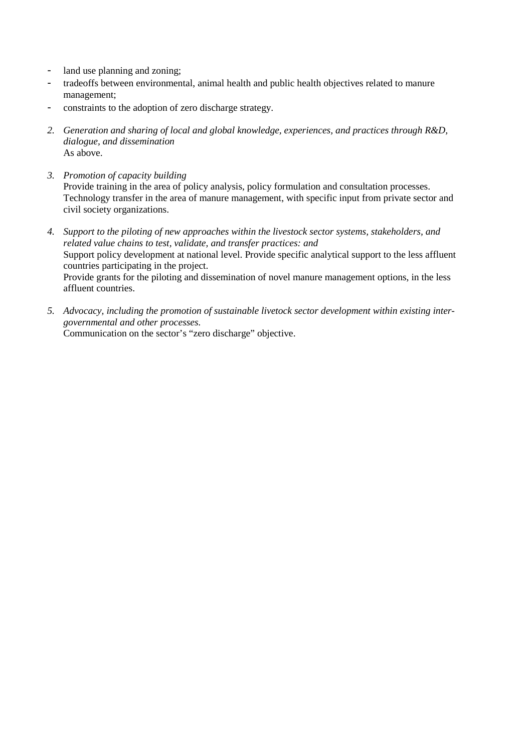- land use planning and zoning;
- tradeoffs between environmental, animal health and public health objectives related to manure management;
- constraints to the adoption of zero discharge strategy.

2. *Generation and sharing of local and global knowledge, experiences, and practices through R&D, dialogue, and dissemination*
   As above.

3. *Promotion of capacity building*
   Provide training in the area of policy analysis, policy formulation and consultation processes. Technology transfer in the area of manure management, with specific input from private sector and civil society organizations.

4. *Support to the piloting of new approaches within the livestock sector systems, stakeholders, and related value chains to test, validate, and transfer practices: and*
   Support policy development at national level. Provide specific analytical support to the less affluent countries participating in the project.
   Provide grants for the piloting and dissemination of novel manure management options, in the less affluent countries.

5. *Advocacy, including the promotion of sustainable livetock sector development within existing inter-governmental and other processes.*
   Communication on the sector's "zero discharge" objective.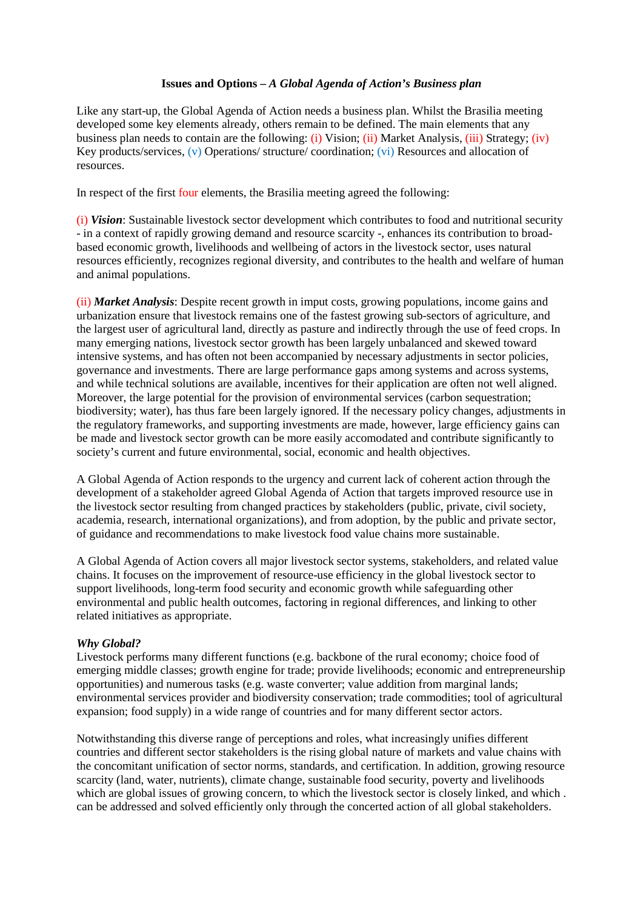**Issues and Options –** ***A Global Agenda of Action's Business plan***

Like any start-up, the Global Agenda of Action needs a business plan. Whilst the Brasilia meeting developed some key elements already, others remain to be defined. The main elements that any business plan needs to contain are the following: (i) Vision; (ii) Market Analysis, (iii) Strategy; (iv) Key products/services, (v) Operations/ structure/ coordination; (vi) Resources and allocation of resources.

In respect of the first four elements, the Brasilia meeting agreed the following:

(i) ***Vision***: Sustainable livestock sector development which contributes to food and nutritional security - in a context of rapidly growing demand and resource scarcity -, enhances its contribution to broad-based economic growth, livelihoods and wellbeing of actors in the livestock sector, uses natural resources efficiently, recognizes regional diversity, and contributes to the health and welfare of human and animal populations.

(ii) ***Market Analysis***: Despite recent growth in imput costs, growing populations, income gains and urbanization ensure that livestock remains one of the fastest growing sub-sectors of agriculture, and the largest user of agricultural land, directly as pasture and indirectly through the use of feed crops. In many emerging nations, livestock sector growth has been largely unbalanced and skewed toward intensive systems, and has often not been accompanied by necessary adjustments in sector policies, governance and investments. There are large performance gaps among systems and across systems, and while technical solutions are available, incentives for their application are often not well aligned. Moreover, the large potential for the provision of environmental services (carbon sequestration; biodiversity; water), has thus fare been largely ignored. If the necessary policy changes, adjustments in the regulatory frameworks, and supporting investments are made, however, large efficiency gains can be made and livestock sector growth can be more easily accomodated and contribute significantly to society's current and future environmental, social, economic and health objectives.

A Global Agenda of Action responds to the urgency and current lack of coherent action through the development of a stakeholder agreed Global Agenda of Action that targets improved resource use in the livestock sector resulting from changed practices by stakeholders (public, private, civil society, academia, research, international organizations), and from adoption, by the public and private sector, of guidance and recommendations to make livestock food value chains more sustainable.

A Global Agenda of Action covers all major livestock sector systems, stakeholders, and related value chains. It focuses on the improvement of resource-use efficiency in the global livestock sector to support livelihoods, long-term food security and economic growth while safeguarding other environmental and public health outcomes, factoring in regional differences, and linking to other related initiatives as appropriate.

***Why Global?***

Livestock performs many different functions (e.g. backbone of the rural economy; choice food of emerging middle classes; growth engine for trade; provide livelihoods; economic and entrepreneurship opportunities) and numerous tasks (e.g. waste converter; value addition from marginal lands; environmental services provider and biodiversity conservation; trade commodities; tool of agricultural expansion; food supply) in a wide range of countries and for many different sector actors.

Notwithstanding this diverse range of perceptions and roles, what increasingly unifies different countries and different sector stakeholders is the rising global nature of markets and value chains with the concomitant unification of sector norms, standards, and certification. In addition, growing resource scarcity (land, water, nutrients), climate change, sustainable food security, poverty and livelihoods which are global issues of growing concern, to which the livestock sector is closely linked, and which . can be addressed and solved efficiently only through the concerted action of all global stakeholders.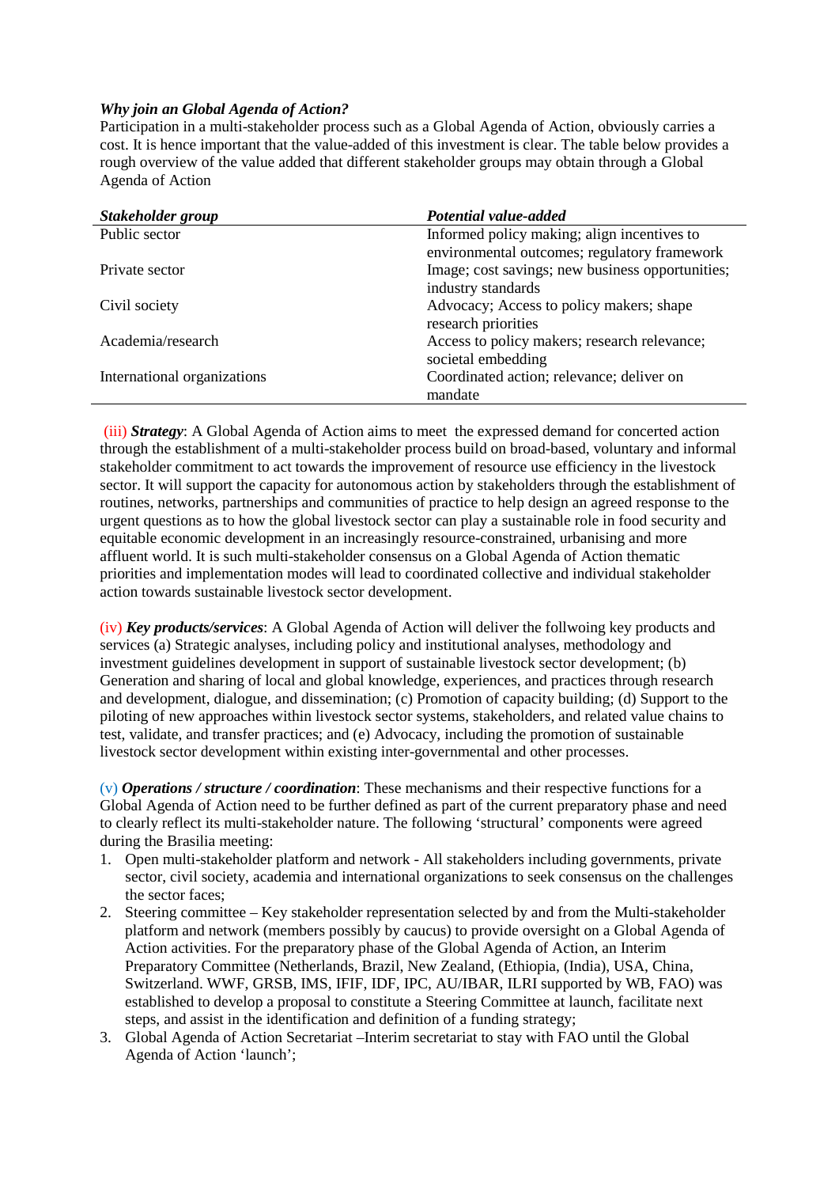***Why join an Global Agenda of Action?***

Participation in a multi-stakeholder process such as a Global Agenda of Action, obviously carries a cost. It is hence important that the value-added of this investment is clear. The table below provides a rough overview of the value added that different stakeholder groups may obtain through a Global Agenda of Action

| ***Stakeholder group*** | ***Potential value-added*** |
| --- | --- |
| Public sector | Informed policy making; align incentives to environmental outcomes; regulatory framework |
| Private sector | Image; cost savings; new business opportunities; industry standards |
| Civil society | Advocacy; Access to policy makers; shape research priorities |
| Academia/research | Access to policy makers; research relevance; societal embedding |
| International organizations | Coordinated action; relevance; deliver on mandate |

(iii) ***Strategy***: A Global Agenda of Action aims to meet the expressed demand for concerted action through the establishment of a multi-stakeholder process build on broad-based, voluntary and informal stakeholder commitment to act towards the improvement of resource use efficiency in the livestock sector. It will support the capacity for autonomous action by stakeholders through the establishment of routines, networks, partnerships and communities of practice to help design an agreed response to the urgent questions as to how the global livestock sector can play a sustainable role in food security and equitable economic development in an increasingly resource-constrained, urbanising and more affluent world. It is such multi-stakeholder consensus on a Global Agenda of Action thematic priorities and implementation modes will lead to coordinated collective and individual stakeholder action towards sustainable livestock sector development.

(iv) ***Key products/services***: A Global Agenda of Action will deliver the follwoing key products and services (a) Strategic analyses, including policy and institutional analyses, methodology and investment guidelines development in support of sustainable livestock sector development; (b) Generation and sharing of local and global knowledge, experiences, and practices through research and development, dialogue, and dissemination; (c) Promotion of capacity building; (d) Support to the piloting of new approaches within livestock sector systems, stakeholders, and related value chains to test, validate, and transfer practices; and (e) Advocacy, including the promotion of sustainable livestock sector development within existing inter-governmental and other processes.

(v) ***Operations / structure / coordination***: These mechanisms and their respective functions for a Global Agenda of Action need to be further defined as part of the current preparatory phase and need to clearly reflect its multi-stakeholder nature. The following 'structural' components were agreed during the Brasilia meeting:

1. Open multi-stakeholder platform and network - All stakeholders including governments, private sector, civil society, academia and international organizations to seek consensus on the challenges the sector faces;
2. Steering committee – Key stakeholder representation selected by and from the Multi-stakeholder platform and network (members possibly by caucus) to provide oversight on a Global Agenda of Action activities. For the preparatory phase of the Global Agenda of Action, an Interim Preparatory Committee (Netherlands, Brazil, New Zealand, (Ethiopia, (India), USA, China, Switzerland. WWF, GRSB, IMS, IFIF, IDF, IPC, AU/IBAR, ILRI supported by WB, FAO) was established to develop a proposal to constitute a Steering Committee at launch, facilitate next steps, and assist in the identification and definition of a funding strategy;
3. Global Agenda of Action Secretariat –Interim secretariat to stay with FAO until the Global Agenda of Action 'launch';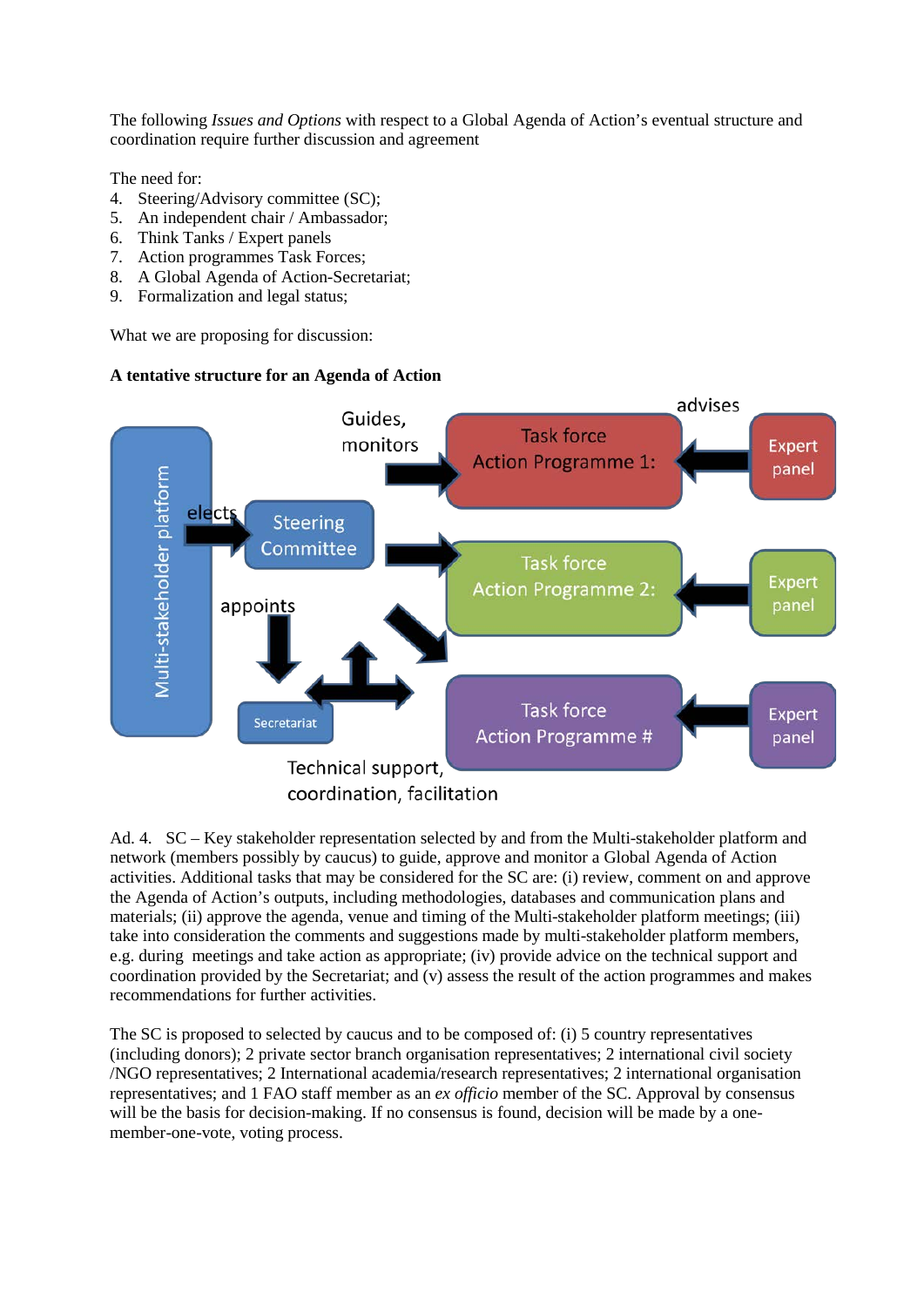The following *Issues and Options* with respect to a Global Agenda of Action's eventual structure and coordination require further discussion and agreement

The need for:

4. Steering/Advisory committee (SC);
5. An independent chair / Ambassador;
6. Think Tanks / Expert panels
7. Action programmes Task Forces;
8. A Global Agenda of Action-Secretariat;
9. Formalization and legal status;

What we are proposing for discussion:

**A tentative structure for an Agenda of Action**

Multi-stakeholder platform

elects

Steering Committee

appoints

Secretariat

Technical support, coordination, facilitation

Guides, monitors

Task force Action Programme 1:

Task force Action Programme 2:

Task force Action Programme #

advises

Expert panel

Expert panel

Expert panel

Ad. 4. SC – Key stakeholder representation selected by and from the Multi-stakeholder platform and network (members possibly by caucus) to guide, approve and monitor a Global Agenda of Action activities. Additional tasks that may be considered for the SC are: (i) review, comment on and approve the Agenda of Action's outputs, including methodologies, databases and communication plans and materials; (ii) approve the agenda, venue and timing of the Multi-stakeholder platform meetings; (iii) take into consideration the comments and suggestions made by multi-stakeholder platform members, e.g. during meetings and take action as appropriate; (iv) provide advice on the technical support and coordination provided by the Secretariat; and (v) assess the result of the action programmes and makes recommendations for further activities.

The SC is proposed to selected by caucus and to be composed of: (i) 5 country representatives (including donors); 2 private sector branch organisation representatives; 2 international civil society /NGO representatives; 2 International academia/research representatives; 2 international organisation representatives; and 1 FAO staff member as an *ex officio* member of the SC. Approval by consensus will be the basis for decision-making. If no consensus is found, decision will be made by a one-member-one-vote, voting process.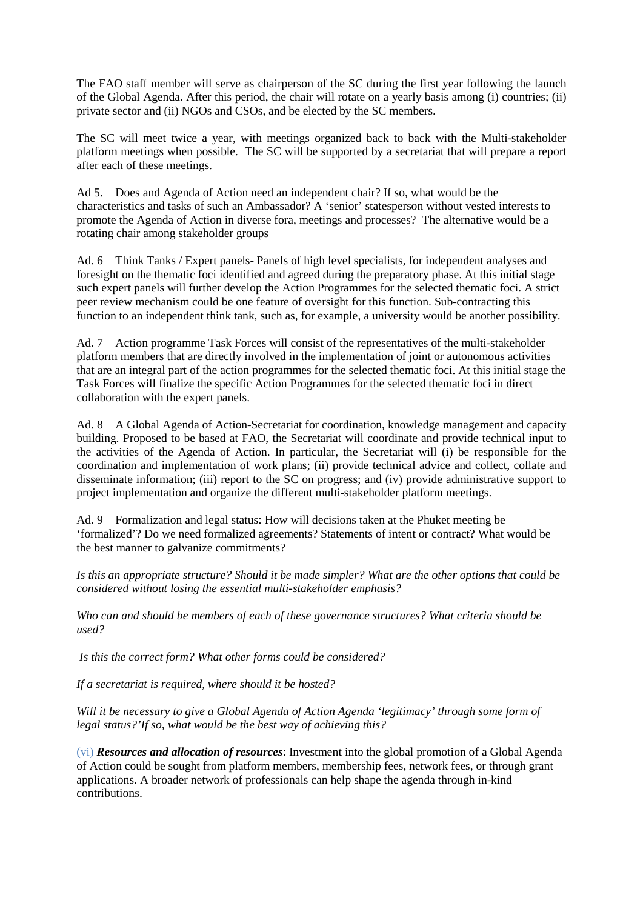The FAO staff member will serve as chairperson of the SC during the first year following the launch of the Global Agenda. After this period, the chair will rotate on a yearly basis among (i) countries; (ii) private sector and (ii) NGOs and CSOs, and be elected by the SC members.

The SC will meet twice a year, with meetings organized back to back with the Multi-stakeholder platform meetings when possible. The SC will be supported by a secretariat that will prepare a report after each of these meetings.

Ad 5. Does and Agenda of Action need an independent chair? If so, what would be the characteristics and tasks of such an Ambassador? A 'senior' statesperson without vested interests to promote the Agenda of Action in diverse fora, meetings and processes? The alternative would be a rotating chair among stakeholder groups

Ad. 6 Think Tanks / Expert panels- Panels of high level specialists, for independent analyses and foresight on the thematic foci identified and agreed during the preparatory phase. At this initial stage such expert panels will further develop the Action Programmes for the selected thematic foci. A strict peer review mechanism could be one feature of oversight for this function. Sub-contracting this function to an independent think tank, such as, for example, a university would be another possibility.

Ad. 7 Action programme Task Forces will consist of the representatives of the multi-stakeholder platform members that are directly involved in the implementation of joint or autonomous activities that are an integral part of the action programmes for the selected thematic foci. At this initial stage the Task Forces will finalize the specific Action Programmes for the selected thematic foci in direct collaboration with the expert panels.

Ad. 8 A Global Agenda of Action-Secretariat for coordination, knowledge management and capacity building. Proposed to be based at FAO, the Secretariat will coordinate and provide technical input to the activities of the Agenda of Action. In particular, the Secretariat will (i) be responsible for the coordination and implementation of work plans; (ii) provide technical advice and collect, collate and disseminate information; (iii) report to the SC on progress; and (iv) provide administrative support to project implementation and organize the different multi-stakeholder platform meetings.

Ad. 9 Formalization and legal status: How will decisions taken at the Phuket meeting be 'formalized'? Do we need formalized agreements? Statements of intent or contract? What would be the best manner to galvanize commitments?

*Is this an appropriate structure? Should it be made simpler? What are the other options that could be considered without losing the essential multi-stakeholder emphasis?*

*Who can and should be members of each of these governance structures? What criteria should be used?*

*Is this the correct form? What other forms could be considered?*

*If a secretariat is required, where should it be hosted?*

*Will it be necessary to give a Global Agenda of Action Agenda 'legitimacy' through some form of legal status?'If so, what would be the best way of achieving this?*

(vi) ***Resources and allocation of resources***: Investment into the global promotion of a Global Agenda of Action could be sought from platform members, membership fees, network fees, or through grant applications. A broader network of professionals can help shape the agenda through in-kind contributions.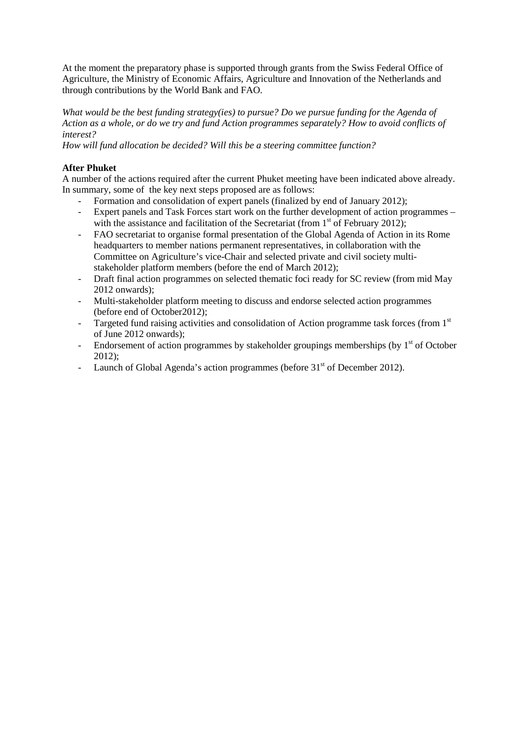At the moment the preparatory phase is supported through grants from the Swiss Federal Office of Agriculture, the Ministry of Economic Affairs, Agriculture and Innovation of the Netherlands and through contributions by the World Bank and FAO.

*What would be the best funding strategy(ies) to pursue? Do we pursue funding for the Agenda of Action as a whole, or do we try and fund Action programmes separately? How to avoid conflicts of interest?*

*How will fund allocation be decided? Will this be a steering committee function?*

**After Phuket**

A number of the actions required after the current Phuket meeting have been indicated above already. In summary, some of the key next steps proposed are as follows:

- Formation and consolidation of expert panels (finalized by end of January 2012);
- Expert panels and Task Forces start work on the further development of action programmes – with the assistance and facilitation of the Secretariat (from 1st of February 2012);
- FAO secretariat to organise formal presentation of the Global Agenda of Action in its Rome headquarters to member nations permanent representatives, in collaboration with the Committee on Agriculture's vice-Chair and selected private and civil society multi-stakeholder platform members (before the end of March 2012);
- Draft final action programmes on selected thematic foci ready for SC review (from mid May 2012 onwards);
- Multi-stakeholder platform meeting to discuss and endorse selected action programmes (before end of October2012);
- Targeted fund raising activities and consolidation of Action programme task forces (from 1st of June 2012 onwards);
- Endorsement of action programmes by stakeholder groupings memberships (by 1st of October 2012);
- Launch of Global Agenda's action programmes (before 31st of December 2012).